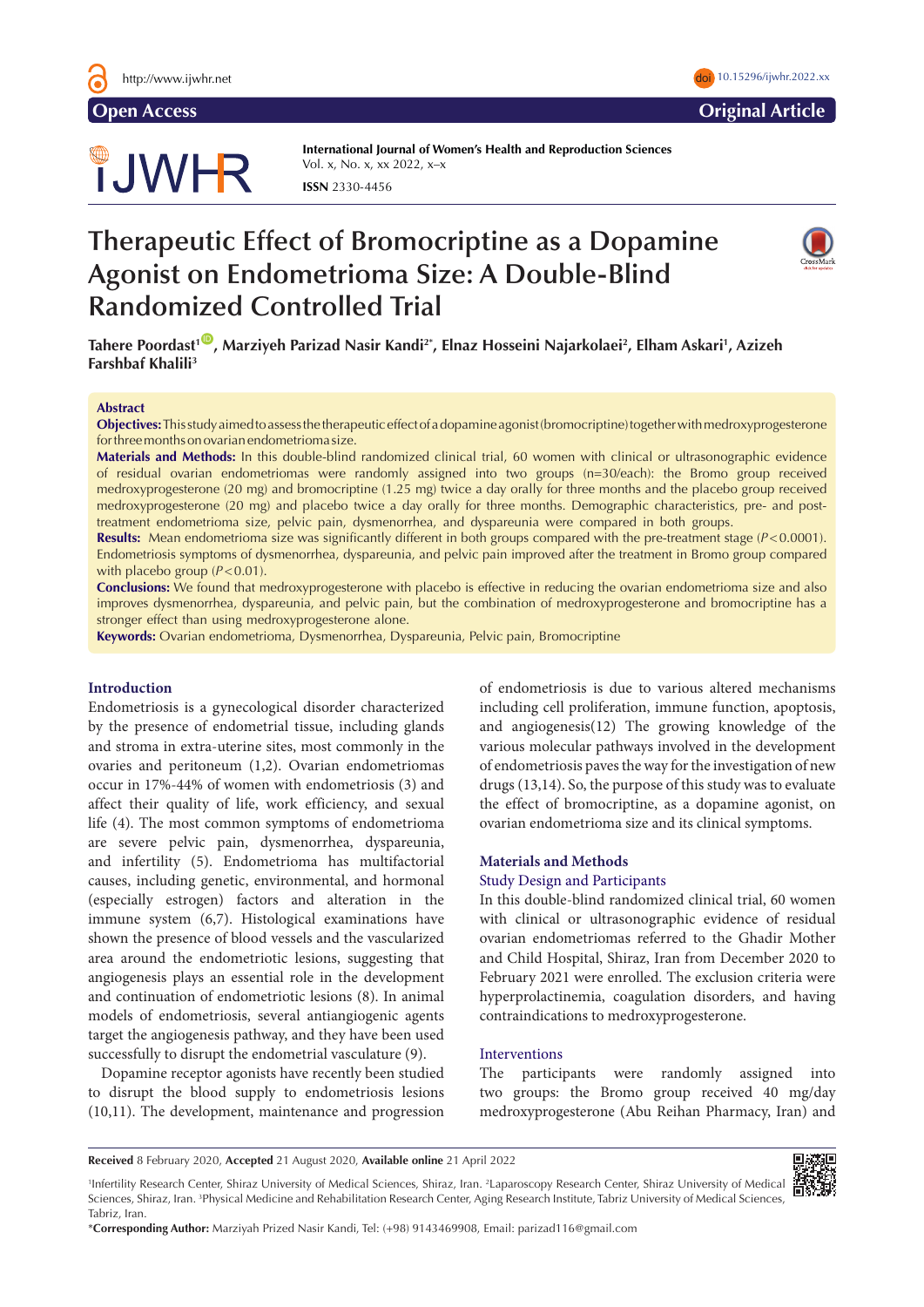Open Access

Original Article

International Journal of Women's Health and Reproduction Sciences
Vol. x, No. x, xx 2022, x–x
**ISSN** 2330-4456

# Therapeutic Effect of Bromocriptine as a Dopamine Agonist on Endometrioma Size: A Double-Blind Randomized Controlled Trial

**Tahere Poordast[1], Marziyeh Parizad Nasir Kandi[2*], Elnaz Hosseini Najarkolaei[2], Elham Askari[1], Azizeh Farshbaf Khalili[3]**

## Abstract

**Objectives:** This study aimed to assess the therapeutic effect of a dopamine agonist (bromocriptine) together with medroxyprogesterone for three months on ovarian endometrioma size.

**Materials and Methods:** In this double-blind randomized clinical trial, 60 women with clinical or ultrasonographic evidence of residual ovarian endometriomas were randomly assigned into two groups (n=30/each): the Bromo group received medroxyprogesterone (20 mg) and bromocriptine (1.25 mg) twice a day orally for three months and the placebo group received medroxyprogesterone (20 mg) and placebo twice a day orally for three months. Demographic characteristics, pre- and post-treatment endometrioma size, pelvic pain, dysmenorrhea, and dyspareunia were compared in both groups.

**Results:** Mean endometrioma size was significantly different in both groups compared with the pre-treatment stage ($P < 0.0001$). Endometriosis symptoms of dysmenorrhea, dyspareunia, and pelvic pain improved after the treatment in Bromo group compared with placebo group ($P < 0.01$).

**Conclusions:** We found that medroxyprogesterone with placebo is effective in reducing the ovarian endometrioma size and also improves dysmenorrhea, dyspareunia, and pelvic pain, but the combination of medroxyprogesterone and bromocriptine has a stronger effect than using medroxyprogesterone alone.

**Keywords:** Ovarian endometrioma, Dysmenorrhea, Dyspareunia, Pelvic pain, Bromocriptine

## Introduction

Endometriosis is a gynecological disorder characterized by the presence of endometrial tissue, including glands and stroma in extra-uterine sites, most commonly in the ovaries and peritoneum (1,2). Ovarian endometriomas occur in 17%-44% of women with endometriosis (3) and affect their quality of life, work efficiency, and sexual life (4). The most common symptoms of endometrioma are severe pelvic pain, dysmenorrhea, dyspareunia, and infertility (5). Endometrioma has multifactorial causes, including genetic, environmental, and hormonal (especially estrogen) factors and alteration in the immune system (6,7). Histological examinations have shown the presence of blood vessels and the vascularized area around the endometriotic lesions, suggesting that angiogenesis plays an essential role in the development and continuation of endometriotic lesions (8). In animal models of endometriosis, several antiangiogenic agents target the angiogenesis pathway, and they have been used successfully to disrupt the endometrial vasculature (9).

Dopamine receptor agonists have recently been studied to disrupt the blood supply to endometriosis lesions (10,11). The development, maintenance and progression of endometriosis is due to various altered mechanisms including cell proliferation, immune function, apoptosis, and angiogenesis(12) The growing knowledge of the various molecular pathways involved in the development of endometriosis paves the way for the investigation of new drugs (13,14). So, the purpose of this study was to evaluate the effect of bromocriptine, as a dopamine agonist, on ovarian endometrioma size and its clinical symptoms.

## Materials and Methods

### Study Design and Participants

In this double-blind randomized clinical trial, 60 women with clinical or ultrasonographic evidence of residual ovarian endometriomas referred to the Ghadir Mother and Child Hospital, Shiraz, Iran from December 2020 to February 2021 were enrolled. The exclusion criteria were hyperprolactinemia, coagulation disorders, and having contraindications to medroxyprogesterone.

### Interventions

The participants were randomly assigned into two groups: the Bromo group received 40 mg/day medroxyprogesterone (Abu Reihan Pharmacy, Iran) and

**Received** 8 February 2020, **Accepted** 21 August 2020, **Available online** 21 April 2022

[1]Infertility Research Center, Shiraz University of Medical Sciences, Shiraz, Iran. [2]Laparoscopy Research Center, Shiraz University of Medical Sciences, Shiraz, Iran. [3]Physical Medicine and Rehabilitation Research Center, Aging Research Institute, Tabriz University of Medical Sciences, Tabriz, Iran.

*__Corresponding Author:__ Marziyah Prized Nasir Kandi, Tel: (+98) 9143469908, Email: parizad116@gmail.com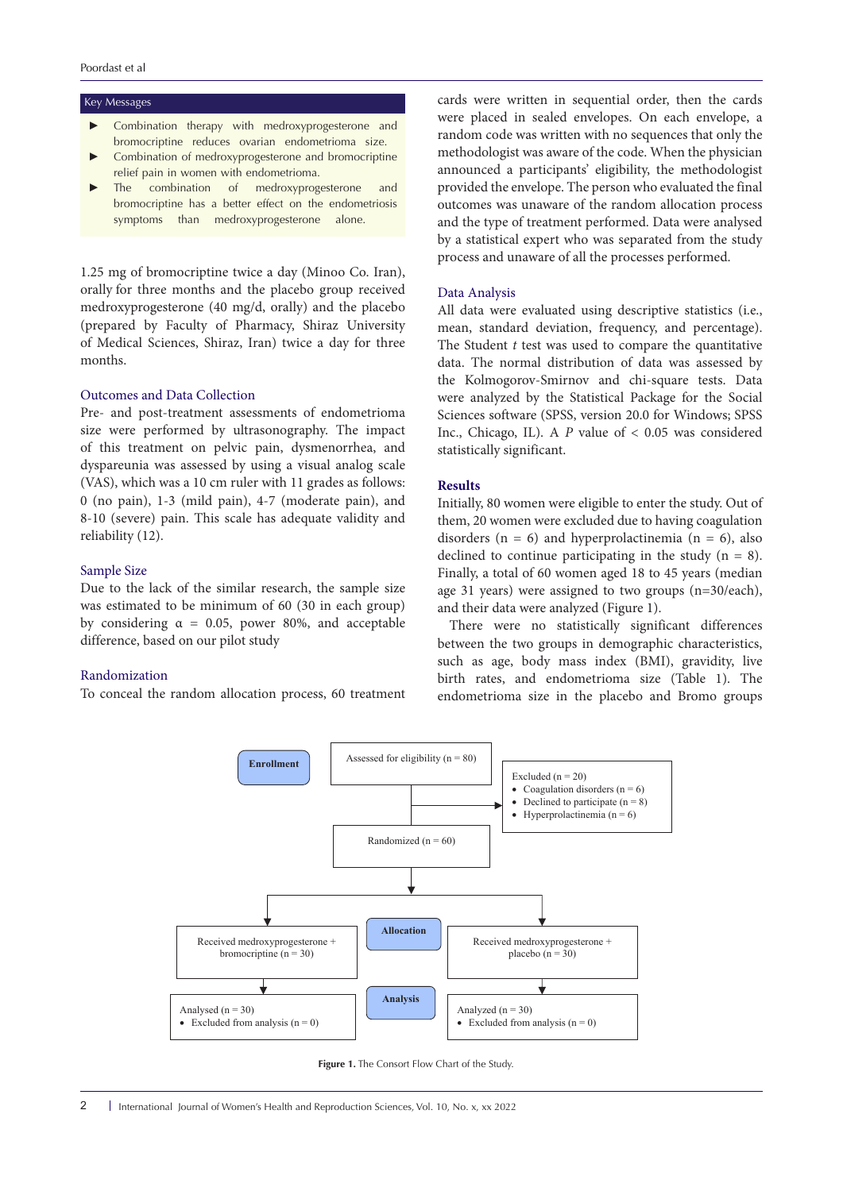## Key Messages

- Combination therapy with medroxyprogesterone and bromocriptine reduces ovarian endometrioma size.
- Combination of medroxyprogesterone and bromocriptine relief pain in women with endometrioma.
- The combination of medroxyprogesterone and bromocriptine has a better effect on the endometriosis symptoms than medroxyprogesterone alone.

1.25 mg of bromocriptine twice a day (Minoo Co. Iran), orally for three months and the placebo group received medroxyprogesterone (40 mg/d, orally) and the placebo (prepared by Faculty of Pharmacy, Shiraz University of Medical Sciences, Shiraz, Iran) twice a day for three months.

### Outcomes and Data Collection

Pre- and post-treatment assessments of endometrioma size were performed by ultrasonography. The impact of this treatment on pelvic pain, dysmenorrhea, and dyspareunia was assessed by using a visual analog scale (VAS), which was a 10 cm ruler with 11 grades as follows: 0 (no pain), 1-3 (mild pain), 4-7 (moderate pain), and 8-10 (severe) pain. This scale has adequate validity and reliability (12).

### Sample Size

Due to the lack of the similar research, the sample size was estimated to be minimum of 60 (30 in each group) by considering α = 0.05, power 80%, and acceptable difference, based on our pilot study

### Randomization

To conceal the random allocation process, 60 treatment cards were written in sequential order, then the cards were placed in sealed envelopes. On each envelope, a random code was written with no sequences that only the methodologist was aware of the code. When the physician announced a participants' eligibility, the methodologist provided the envelope. The person who evaluated the final outcomes was unaware of the random allocation process and the type of treatment performed. Data were analysed by a statistical expert who was separated from the study process and unaware of all the processes performed.

### Data Analysis

All data were evaluated using descriptive statistics (i.e., mean, standard deviation, frequency, and percentage). The Student *t* test was used to compare the quantitative data. The normal distribution of data was assessed by the Kolmogorov-Smirnov and chi-square tests. Data were analyzed by the Statistical Package for the Social Sciences software (SPSS, version 20.0 for Windows; SPSS Inc., Chicago, IL). A *P* value of < 0.05 was considered statistically significant.

## Results

Initially, 80 women were eligible to enter the study. Out of them, 20 women were excluded due to having coagulation disorders (n = 6) and hyperprolactinemia (n = 6), also declined to continue participating in the study (n = 8). Finally, a total of 60 women aged 18 to 45 years (median age 31 years) were assigned to two groups (n=30/each), and their data were analyzed (Figure 1).

There were no statistically significant differences between the two groups in demographic characteristics, such as age, body mass index (BMI), gravidity, live birth rates, and endometrioma size (Table 1). The endometrioma size in the placebo and Bromo groups

**Enrollment**

Assessed for eligibility (n = 80)

Excluded (n = 20)
- Coagulation disorders (n = 6)
- Declined to participate (n = 8)
- Hyperprolactinemia (n = 6)

Randomized (n = 60)

**Allocation**

Received medroxyprogesterone + bromocriptine (n = 30)

Received medroxyprogesterone + placebo (n = 30)

**Analysis**

Analysed (n = 30)
- Excluded from analysis (n = 0)

Analysed (n = 30)
- Excluded from analysis (n = 0)

**Figure 1.** The Consort Flow Chart of the Study.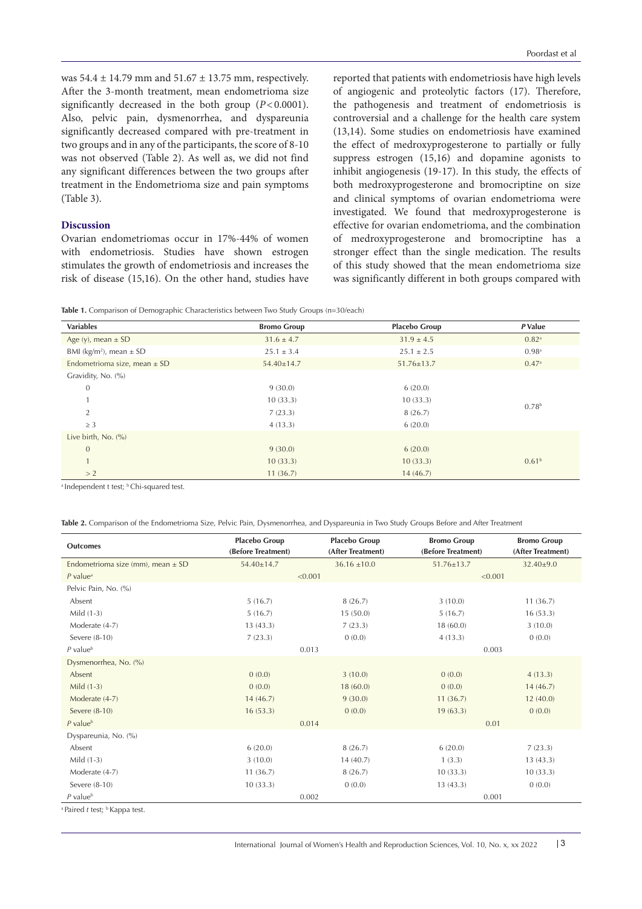was 54.4 ± 14.79 mm and 51.67 ± 13.75 mm, respectively. After the 3-month treatment, mean endometrioma size significantly decreased in the both group ($P < 0.0001$). Also, pelvic pain, dysmenorrhea, and dyspareunia significantly decreased compared with pre-treatment in two groups and in any of the participants, the score of 8-10 was not observed (Table 2). As well as, we did not find any significant differences between the two groups after treatment in the Endometrioma size and pain symptoms (Table 3).

## Discussion

Ovarian endometriomas occur in 17%-44% of women with endometriosis. Studies have shown estrogen stimulates the growth of endometriosis and increases the risk of disease (15,16). On the other hand, studies have reported that patients with endometriosis have high levels of angiogenic and proteolytic factors (17). Therefore, the pathogenesis and treatment of endometriosis is controversial and a challenge for the health care system (13,14). Some studies on endometriosis have examined the effect of medroxyprogesterone to partially or fully suppress estrogen (15,16) and dopamine agonists to inhibit angiogenesis (19-17). In this study, the effects of both medroxyprogesterone and bromocriptine on size and clinical symptoms of ovarian endometrioma were investigated. We found that medroxyprogesterone is effective for ovarian endometrioma, and the combination of medroxyprogesterone and bromocriptine has a stronger effect than the single medication. The results of this study showed that the mean endometrioma size was significantly different in both groups compared with

**Table 1.** Comparison of Demographic Characteristics between Two Study Groups (n=30/each)

| Variables | Bromo Group | Placebo Group | *P* Value |
|---|---|---|---|
| Age (y), mean ± SD | 31.6 ± 4.7 | 31.9 ± 4.5 | 0.82[a] |
| BMI (kg/m$^2$), mean ± SD | 25.1 ± 3.4 | 25.1 ± 2.5 | 0.98[a] |
| Endometrioma size, mean ± SD | 54.40±14.7 | 51.76±13.7 | 0.47[a] |
| Gravidity, No. (%) | | | |
| 0 | 9 (30.0) | 6 (20.0) | 0.78[b] |
| 1 | 10 (33.3) | 10 (33.3) | |
| 2 | 7 (23.3) | 8 (26.7) | |
| ≥ 3 | 4 (13.3) | 6 (20.0) | |
| Live birth, No. (%) | | | |
| 0 | 9 (30.0) | 6 (20.0) | 0.61[b] |
| 1 | 10 (33.3) | 10 (33.3) | |
| > 2 | 11 (36.7) | 14 (46.7) | |

[a] Independent t test; [b] Chi-squared test.

**Table 2.** Comparison of the Endometrioma Size, Pelvic Pain, Dysmenorrhea, and Dyspareunia in Two Study Groups Before and After Treatment

| Outcomes | Placebo Group (Before Treatment) | Placebo Group (After Treatment) | Bromo Group (Before Treatment) | Bromo Group (After Treatment) |
|---|---|---|---|---|
| Endometrioma size (mm), mean ± SD | 54.40±14.7 | 36.16 ±10.0 | 51.76±13.7 | 32.40±9.0 |
| *P* value[a] | <0.001 | | <0.001 | |
| Pelvic Pain, No. (%) | | | | |
| Absent | 5 (16.7) | 8 (26.7) | 3 (10.0) | 11 (36.7) |
| Mild (1-3) | 5 (16.7) | 15 (50.0) | 5 (16.7) | 16 (53.3) |
| Moderate (4-7) | 13 (43.3) | 7 (23.3) | 18 (60.0) | 3 (10.0) |
| Severe (8-10) | 7 (23.3) | 0 (0.0) | 4 (13.3) | 0 (0.0) |
| *P* value[b] | 0.013 | | 0.003 | |
| Dysmenorrhea, No. (%) | | | | |
| Absent | 0 (0.0) | 3 (10.0) | 0 (0.0) | 4 (13.3) |
| Mild (1-3) | 0 (0.0) | 18 (60.0) | 0 (0.0) | 14 (46.7) |
| Moderate (4-7) | 14 (46.7) | 9 (30.0) | 11 (36.7) | 12 (40.0) |
| Severe (8-10) | 16 (53.3) | 0 (0.0) | 19 (63.3) | 0 (0.0) |
| *P* value[b] | 0.014 | | 0.01 | |
| Dyspareunia, No. (%) | | | | |
| Absent | 6 (20.0) | 8 (26.7) | 6 (20.0) | 7 (23.3) |
| Mild (1-3) | 3 (10.0) | 14 (40.7) | 1 (3.3) | 13 (43.3) |
| Moderate (4-7) | 11 (36.7) | 8 (26.7) | 10 (33.3) | 10 (33.3) |
| Severe (8-10) | 10 (33.3) | 0 (0.0) | 13 (43.3) | 0 (0.0) |
| *P* value[b] | 0.002 | | 0.001 | |

[a] Paired *t* test; [b] Kappa test.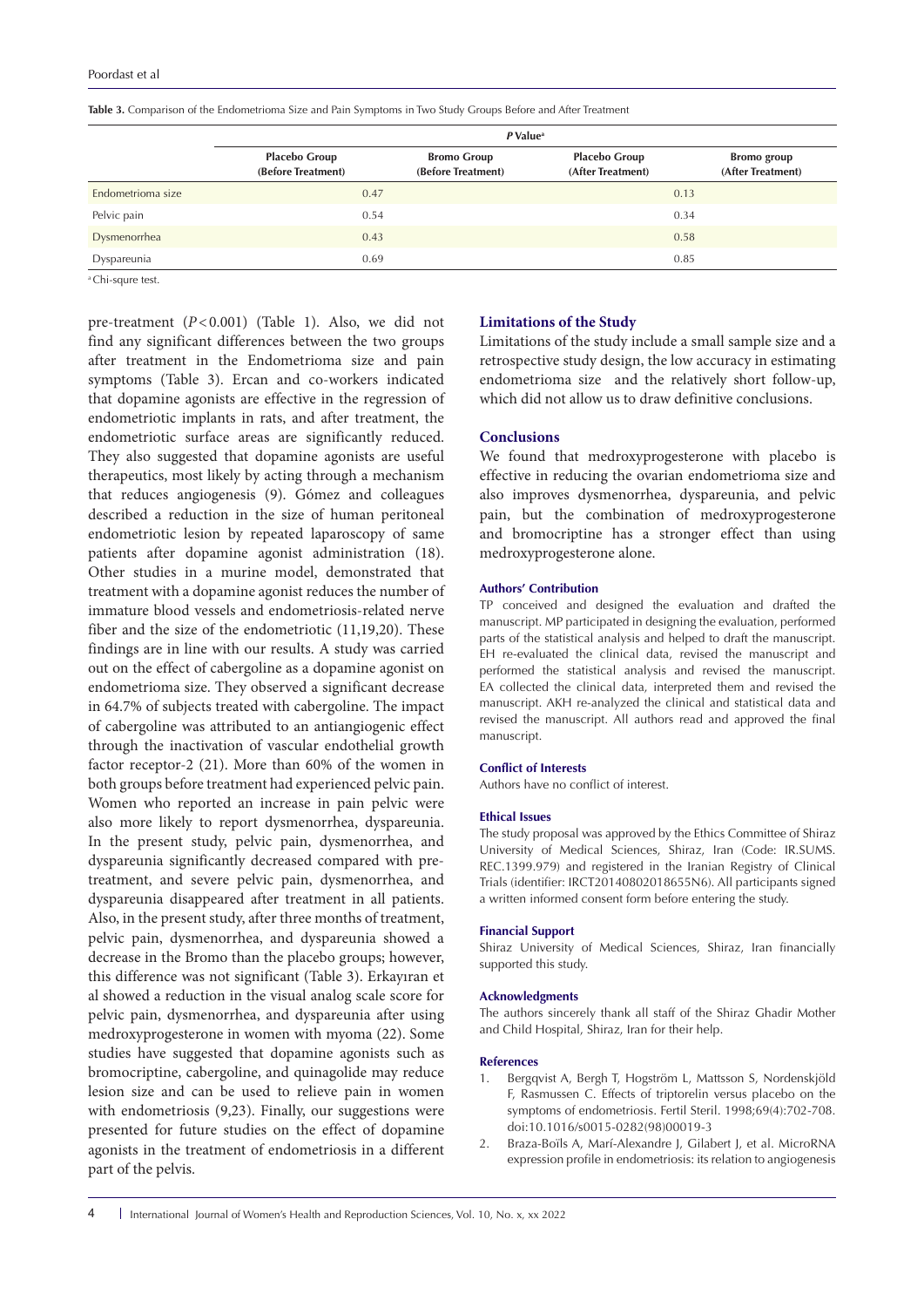**Table 3.** Comparison of the Endometrioma Size and Pain Symptoms in Two Study Groups Before and After Treatment

| | *P* Value[a] | | | |
|---|---|---|---|---|
| | Placebo Group (Before Treatment) | Bromo Group (Before Treatment) | Placebo Group (After Treatment) | Bromo group (After Treatment) |
| Endometrioma size | 0.47 | | 0.13 | |
| Pelvic pain | 0.54 | | 0.34 | |
| Dysmenorrhea | 0.43 | | 0.58 | |
| Dyspareunia | 0.69 | | 0.85 | |

[a] Chi-squre test.

pre-treatment ($P<0.001$) (Table 1). Also, we did not find any significant differences between the two groups after treatment in the Endometrioma size and pain symptoms (Table 3). Ercan and co-workers indicated that dopamine agonists are effective in the regression of endometriotic implants in rats, and after treatment, the endometriotic surface areas are significantly reduced. They also suggested that dopamine agonists are useful therapeutics, most likely by acting through a mechanism that reduces angiogenesis (9). Gómez and colleagues described a reduction in the size of human peritoneal endometriotic lesion by repeated laparoscopy of same patients after dopamine agonist administration (18). Other studies in a murine model, demonstrated that treatment with a dopamine agonist reduces the number of immature blood vessels and endometriosis-related nerve fiber and the size of the endometriotic (11,19,20). These findings are in line with our results. A study was carried out on the effect of cabergoline as a dopamine agonist on endometrioma size. They observed a significant decrease in 64.7% of subjects treated with cabergoline. The impact of cabergoline was attributed to an antiangiogenic effect through the inactivation of vascular endothelial growth factor receptor-2 (21). More than 60% of the women in both groups before treatment had experienced pelvic pain. Women who reported an increase in pain pelvic were also more likely to report dysmenorrhea, dyspareunia. In the present study, pelvic pain, dysmenorrhea, and dyspareunia significantly decreased compared with pre-treatment, and severe pelvic pain, dysmenorrhea, and dyspareunia disappeared after treatment in all patients. Also, in the present study, after three months of treatment, pelvic pain, dysmenorrhea, and dyspareunia showed a decrease in the Bromo than the placebo groups; however, this difference was not significant (Table 3). Erkayıran et al showed a reduction in the visual analog scale score for pelvic pain, dysmenorrhea, and dyspareunia after using medroxyprogesterone in women with myoma (22). Some studies have suggested that dopamine agonists such as bromocriptine, cabergoline, and quinagolide may reduce lesion size and can be used to relieve pain in women with endometriosis (9,23). Finally, our suggestions were presented for future studies on the effect of dopamine agonists in the treatment of endometriosis in a different part of the pelvis.

## Limitations of the Study

Limitations of the study include a small sample size and a retrospective study design, the low accuracy in estimating endometrioma size and the relatively short follow-up, which did not allow us to draw definitive conclusions.

## Conclusions

We found that medroxyprogesterone with placebo is effective in reducing the ovarian endometrioma size and also improves dysmenorrhea, dyspareunia, and pelvic pain, but the combination of medroxyprogesterone and bromocriptine has a stronger effect than using medroxyprogesterone alone.

### Authors' Contribution

TP conceived and designed the evaluation and drafted the manuscript. MP participated in designing the evaluation, performed parts of the statistical analysis and helped to draft the manuscript. EH re-evaluated the clinical data, revised the manuscript and performed the statistical analysis and revised the manuscript. EA collected the clinical data, interpreted them and revised the manuscript. AKH re-analyzed the clinical and statistical data and revised the manuscript. All authors read and approved the final manuscript.

### Conflict of Interests

Authors have no conflict of interest.

### Ethical Issues

The study proposal was approved by the Ethics Committee of Shiraz University of Medical Sciences, Shiraz, Iran (Code: IR.SUMS.REC.1399.979) and registered in the Iranian Registry of Clinical Trials (identifier: IRCT20140802018655N6). All participants signed a written informed consent form before entering the study.

### Financial Support

Shiraz University of Medical Sciences, Shiraz, Iran financially supported this study.

### Acknowledgments

The authors sincerely thank all staff of the Shiraz Ghadir Mother and Child Hospital, Shiraz, Iran for their help.

### References

1. Bergqvist A, Bergh T, Hogström L, Mattsson S, Nordenskjöld F, Rasmussen C. Effects of triptorelin versus placebo on the symptoms of endometriosis. Fertil Steril. 1998;69(4):702-708. doi:10.1016/s0015-0282(98)00019-3
2. Braza-Boïls A, Marí-Alexandre J, Gilabert J, et al. MicroRNA expression profile in endometriosis: its relation to angiogenesis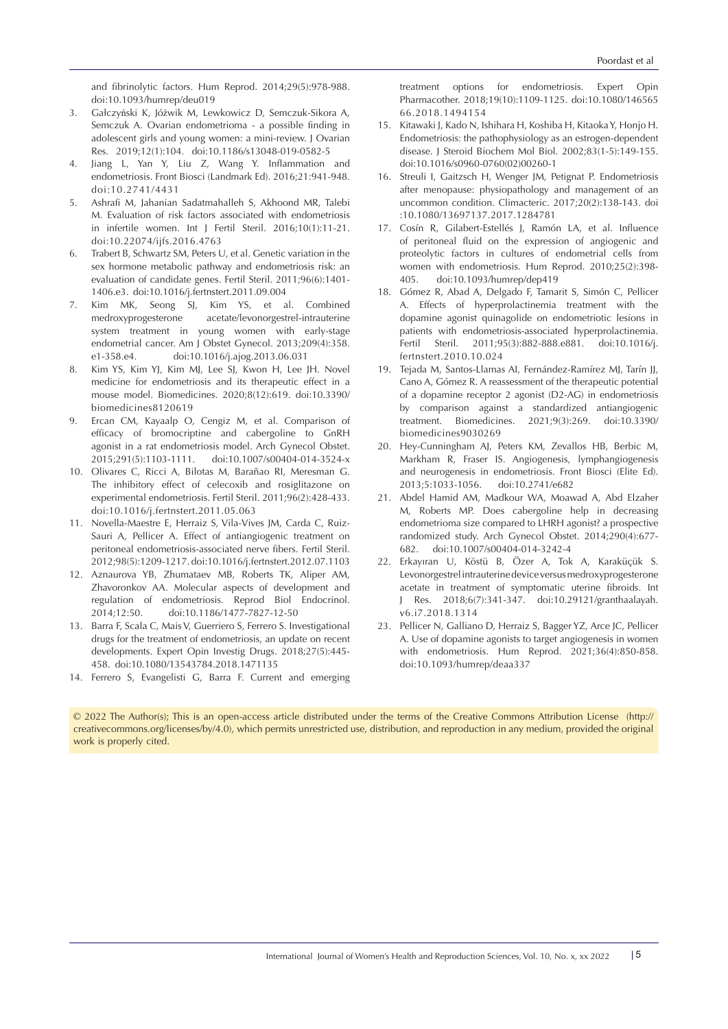and fibrinolytic factors. Hum Reprod. 2014;29(5):978-988. doi:10.1093/humrep/deu019

3. Gałczyński K, Jóźwik M, Lewkowicz D, Semczuk-Sikora A, Semczuk A. Ovarian endometrioma - a possible finding in adolescent girls and young women: a mini-review. J Ovarian Res. 2019;12(1):104. doi:10.1186/s13048-019-0582-5
4. Jiang L, Yan Y, Liu Z, Wang Y. Inflammation and endometriosis. Front Biosci (Landmark Ed). 2016;21:941-948. doi:10.2741/4431
5. Ashrafi M, Jahanian Sadatmahalleh S, Akhoond MR, Talebi M. Evaluation of risk factors associated with endometriosis in infertile women. Int J Fertil Steril. 2016;10(1):11-21. doi:10.22074/ijfs.2016.4763
6. Trabert B, Schwartz SM, Peters U, et al. Genetic variation in the sex hormone metabolic pathway and endometriosis risk: an evaluation of candidate genes. Fertil Steril. 2011;96(6):1401-1406.e3. doi:10.1016/j.fertnstert.2011.09.004
7. Kim MK, Seong SJ, Kim YS, et al. Combined medroxyprogesterone acetate/levonorgestrel-intrauterine system treatment in young women with early-stage endometrial cancer. Am J Obstet Gynecol. 2013;209(4):358.e1-358.e4. doi:10.1016/j.ajog.2013.06.031
8. Kim YS, Kim YJ, Kim MJ, Lee SJ, Kwon H, Lee JH. Novel medicine for endometriosis and its therapeutic effect in a mouse model. Biomedicines. 2020;8(12):619. doi:10.3390/biomedicines8120619
9. Ercan CM, Kayaalp O, Cengiz M, et al. Comparison of efficacy of bromocriptine and cabergoline to GnRH agonist in a rat endometriosis model. Arch Gynecol Obstet. 2015;291(5):1103-1111. doi:10.1007/s00404-014-3524-x
10. Olivares C, Ricci A, Bilotas M, Barañao RI, Meresman G. The inhibitory effect of celecoxib and rosiglitazone on experimental endometriosis. Fertil Steril. 2011;96(2):428-433. doi:10.1016/j.fertnstert.2011.05.063
11. Novella-Maestre E, Herraiz S, Vila-Vives JM, Carda C, Ruiz-Sauri A, Pellicer A. Effect of antiangiogenic treatment on peritoneal endometriosis-associated nerve fibers. Fertil Steril. 2012;98(5):1209-1217. doi:10.1016/j.fertnstert.2012.07.1103
12. Aznaurova YB, Zhumataev MB, Roberts TK, Aliper AM, Zhavoronkov AA. Molecular aspects of development and regulation of endometriosis. Reprod Biol Endocrinol. 2014;12:50. doi:10.1186/1477-7827-12-50
13. Barra F, Scala C, Mais V, Guerriero S, Ferrero S. Investigational drugs for the treatment of endometriosis, an update on recent developments. Expert Opin Investig Drugs. 2018;27(5):445-458. doi:10.1080/13543784.2018.1471135
14. Ferrero S, Evangelisti G, Barra F. Current and emerging treatment options for endometriosis. Expert Opin Pharmacother. 2018;19(10):1109-1125. doi:10.1080/14656566.2018.1494154
15. Kitawaki J, Kado N, Ishihara H, Koshiba H, Kitaoka Y, Honjo H. Endometriosis: the pathophysiology as an estrogen-dependent disease. J Steroid Biochem Mol Biol. 2002;83(1-5):149-155. doi:10.1016/s0960-0760(02)00260-1
16. Streuli I, Gaitzsch H, Wenger JM, Petignat P. Endometriosis after menopause: physiopathology and management of an uncommon condition. Climacteric. 2017;20(2):138-143. doi:10.1080/13697137.2017.1284781
17. Cosín R, Gilabert-Estellés J, Ramón LA, et al. Influence of peritoneal fluid on the expression of angiogenic and proteolytic factors in cultures of endometrial cells from women with endometriosis. Hum Reprod. 2010;25(2):398-405. doi:10.1093/humrep/dep419
18. Gómez R, Abad A, Delgado F, Tamarit S, Simón C, Pellicer A. Effects of hyperprolactinemia treatment with the dopamine agonist quinagolide on endometriotic lesions in patients with endometriosis-associated hyperprolactinemia. Fertil Steril. 2011;95(3):882-888.e881. doi:10.1016/j.fertnstert.2010.10.024
19. Tejada M, Santos-Llamas AI, Fernández-Ramírez MJ, Tarín JJ, Cano A, Gómez R. A reassessment of the therapeutic potential of a dopamine receptor 2 agonist (D2-AG) in endometriosis by comparison against a standardized antiangiogenic treatment. Biomedicines. 2021;9(3):269. doi:10.3390/biomedicines9030269
20. Hey-Cunningham AJ, Peters KM, Zevallos HB, Berbic M, Markham R, Fraser IS. Angiogenesis, lymphangiogenesis and neurogenesis in endometriosis. Front Biosci (Elite Ed). 2013;5:1033-1056. doi:10.2741/e682
21. Abdel Hamid AM, Madkour WA, Moawad A, Abd Elzaher M, Roberts MP. Does cabergoline help in decreasing endometrioma size compared to LHRH agonist? a prospective randomized study. Arch Gynecol Obstet. 2014;290(4):677-682. doi:10.1007/s00404-014-3242-4
22. Erkayıran U, Köstü B, Özer A, Tok A, Karaküçük S. Levonorgestrel intrauterine device versus medroxyprogesterone acetate in treatment of symptomatic uterine fibroids. Int J Res. 2018;6(7):341-347. doi:10.29121/granthaalayah.v6.i7.2018.1314
23. Pellicer N, Galliano D, Herraiz S, Bagger YZ, Arce JC, Pellicer A. Use of dopamine agonists to target angiogenesis in women with endometriosis. Hum Reprod. 2021;36(4):850-858. doi:10.1093/humrep/deaa337

© 2022 The Author(s); This is an open-access article distributed under the terms of the Creative Commons Attribution License (http://creativecommons.org/licenses/by/4.0), which permits unrestricted use, distribution, and reproduction in any medium, provided the original work is properly cited.